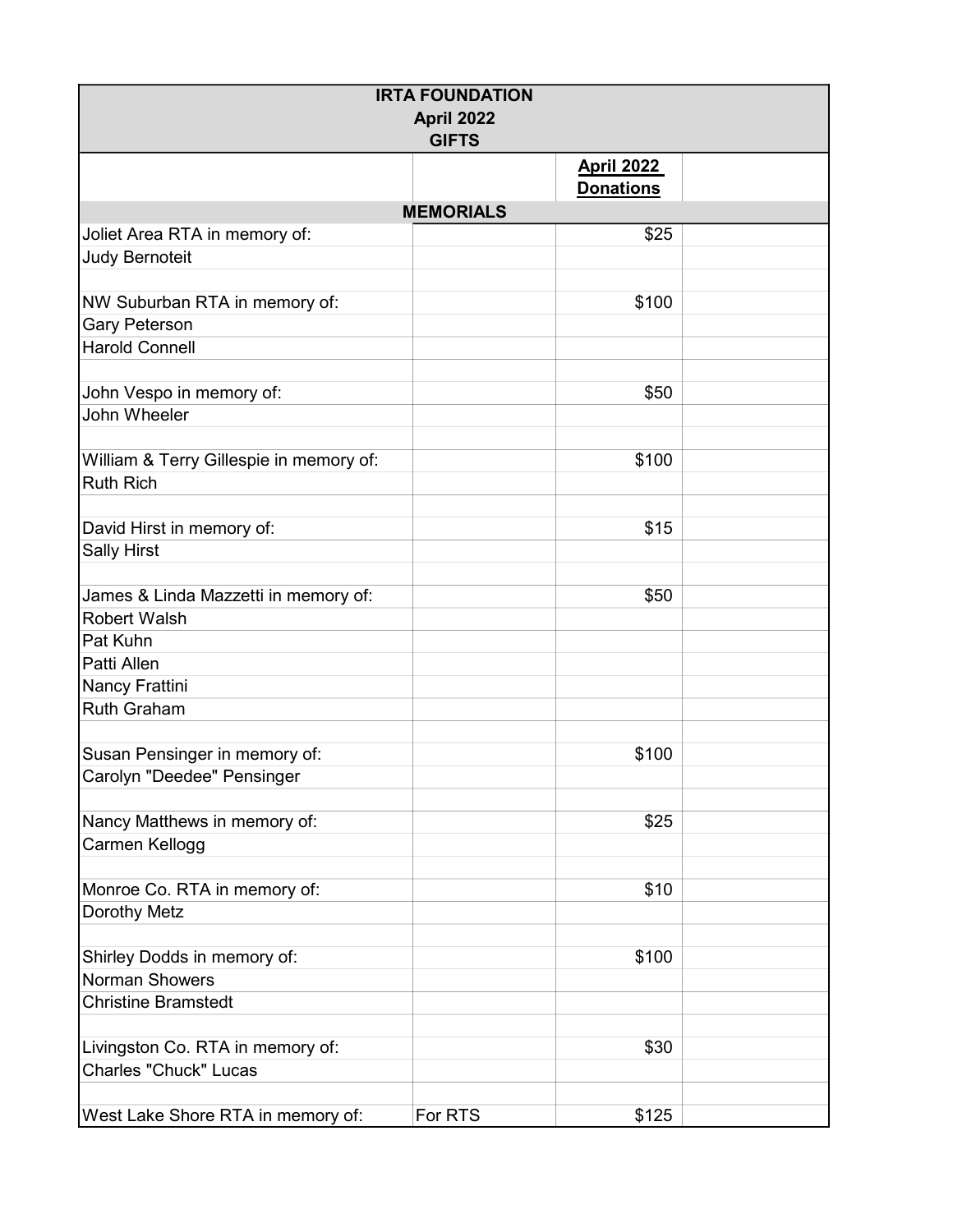| IRTA FOUNDATION<br>April 2022<br>GIFTS | | | |
|---|---|---|---|
| | | **April 2022 Donations** | |
| | **MEMORIALS** | | |
| Joliet Area RTA in memory of: | | $25 | |
| Judy Bernoteit | | | |
| | | | |
| NW Suburban RTA in memory of: | | $100 | |
| Gary Peterson | | | |
| Harold Connell | | | |
| | | | |
| John Vespo in memory of: | | $50 | |
| John Wheeler | | | |
| | | | |
| William & Terry Gillespie in memory of: | | $100 | |
| Ruth Rich | | | |
| | | | |
| David Hirst in memory of: | | $15 | |
| Sally Hirst | | | |
| | | | |
| James & Linda Mazzetti in memory of: | | $50 | |
| Robert Walsh | | | |
| Pat Kuhn | | | |
| Patti Allen | | | |
| Nancy Frattini | | | |
| Ruth Graham | | | |
| | | | |
| Susan Pensinger in memory of: | | $100 | |
| Carolyn "Deedee" Pensinger | | | |
| | | | |
| Nancy Matthews in memory of: | | $25 | |
| Carmen Kellogg | | | |
| | | | |
| Monroe Co. RTA in memory of: | | $10 | |
| Dorothy Metz | | | |
| | | | |
| Shirley Dodds in memory of: | | $100 | |
| Norman Showers | | | |
| Christine Bramstedt | | | |
| | | | |
| Livingston Co. RTA in memory of: | | $30 | |
| Charles "Chuck" Lucas | | | |
| | | | |
| West Lake Shore RTA in memory of: | For RTS | $125 | |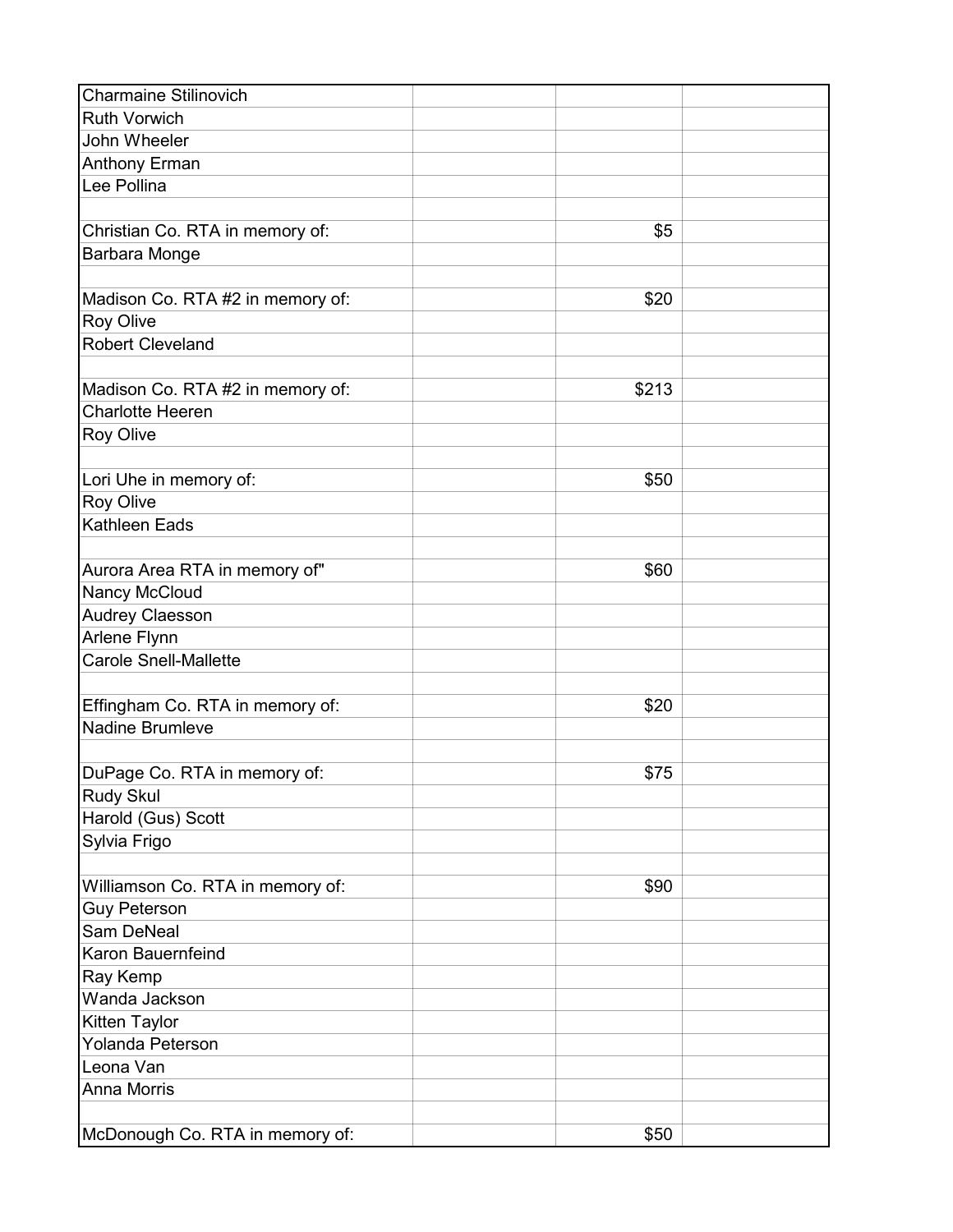| | | | |
|---|---|---|---|
| Charmaine Stilinovich | | | |
| Ruth Vorwich | | | |
| John Wheeler | | | |
| Anthony Erman | | | |
| Lee Pollina | | | |
| | | | |
| Christian Co. RTA in memory of: | | $5 | |
| Barbara Monge | | | |
| | | | |
| Madison Co. RTA #2 in memory of: | | $20 | |
| Roy Olive | | | |
| Robert Cleveland | | | |
| | | | |
| Madison Co. RTA #2 in memory of: | | $213 | |
| Charlotte Heeren | | | |
| Roy Olive | | | |
| | | | |
| Lori Uhe in memory of: | | $50 | |
| Roy Olive | | | |
| Kathleen Eads | | | |
| | | | |
| Aurora Area RTA in memory of" | | $60 | |
| Nancy McCloud | | | |
| Audrey Claesson | | | |
| Arlene Flynn | | | |
| Carole Snell-Mallette | | | |
| | | | |
| Effingham Co. RTA in memory of: | | $20 | |
| Nadine Brumleve | | | |
| | | | |
| DuPage Co. RTA in memory of: | | $75 | |
| Rudy Skul | | | |
| Harold (Gus) Scott | | | |
| Sylvia Frigo | | | |
| | | | |
| Williamson Co. RTA in memory of: | | $90 | |
| Guy Peterson | | | |
| Sam DeNeal | | | |
| Karon Bauernfeind | | | |
| Ray Kemp | | | |
| Wanda Jackson | | | |
| Kitten Taylor | | | |
| Yolanda Peterson | | | |
| Leona Van | | | |
| Anna Morris | | | |
| | | | |
| McDonough Co. RTA in memory of: | | $50 | |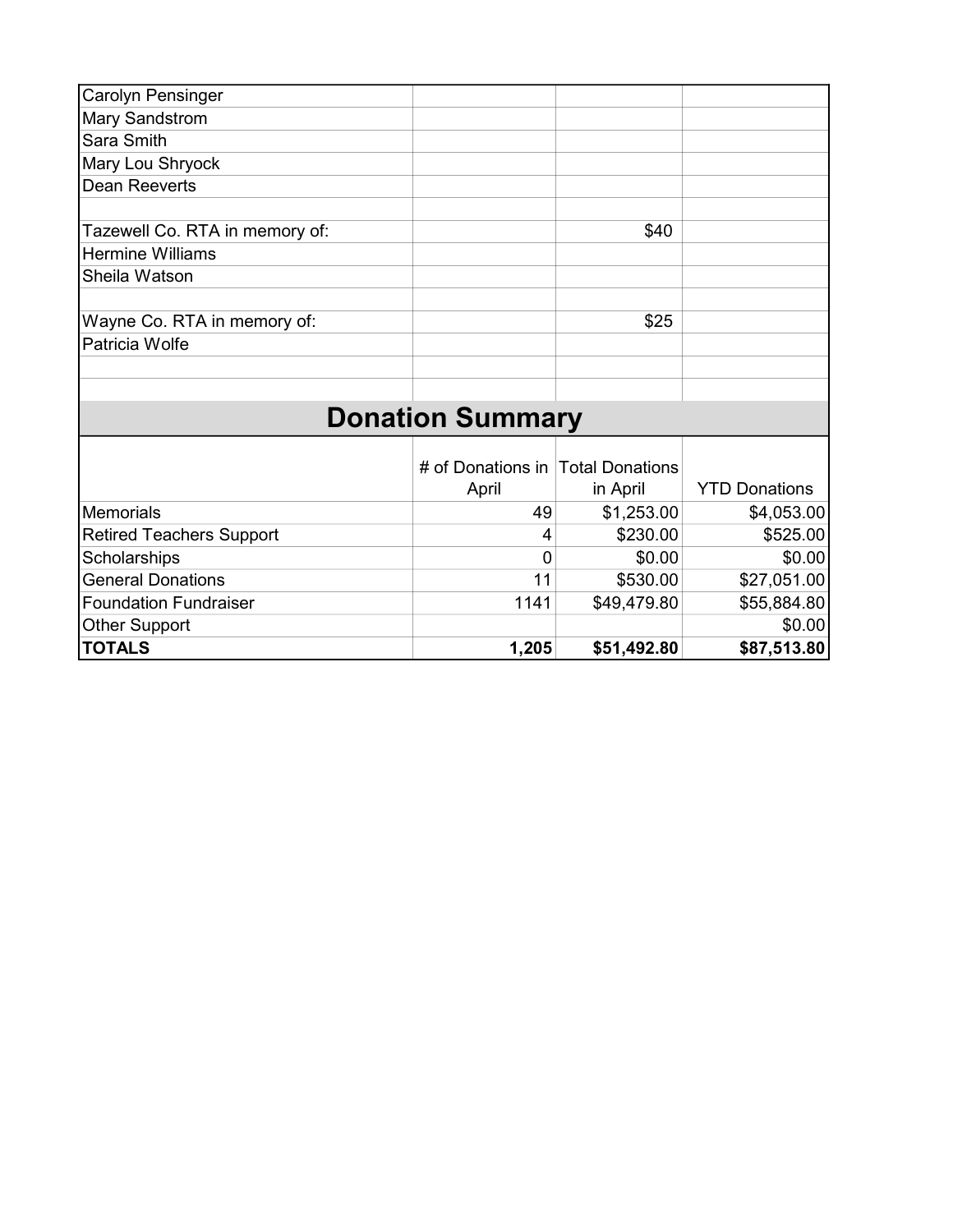| | | | |
|---|---|---|---|
| Carolyn Pensinger | | | |
| Mary Sandstrom | | | |
| Sara Smith | | | |
| Mary Lou Shryock | | | |
| Dean Reeverts | | | |
| | | | |
| Tazewell Co. RTA in memory of: | | $40 | |
| Hermine Williams | | | |
| Sheila Watson | | | |
| | | | |
| Wayne Co. RTA in memory of: | | $25 | |
| Patricia Wolfe | | | |

## Donation Summary

| | # of Donations in April | Total Donations in April | YTD Donations |
|---|---|---|---|
| Memorials | 49 | $1,253.00 | $4,053.00 |
| Retired Teachers Support | 4 | $230.00 | $525.00 |
| Scholarships | 0 | $0.00 | $0.00 |
| General Donations | 11 | $530.00 | $27,051.00 |
| Foundation Fundraiser | 1141 | $49,479.80 | $55,884.80 |
| Other Support | | | $0.00 |
| **TOTALS** | **1,205** | **$51,492.80** | **$87,513.80** |